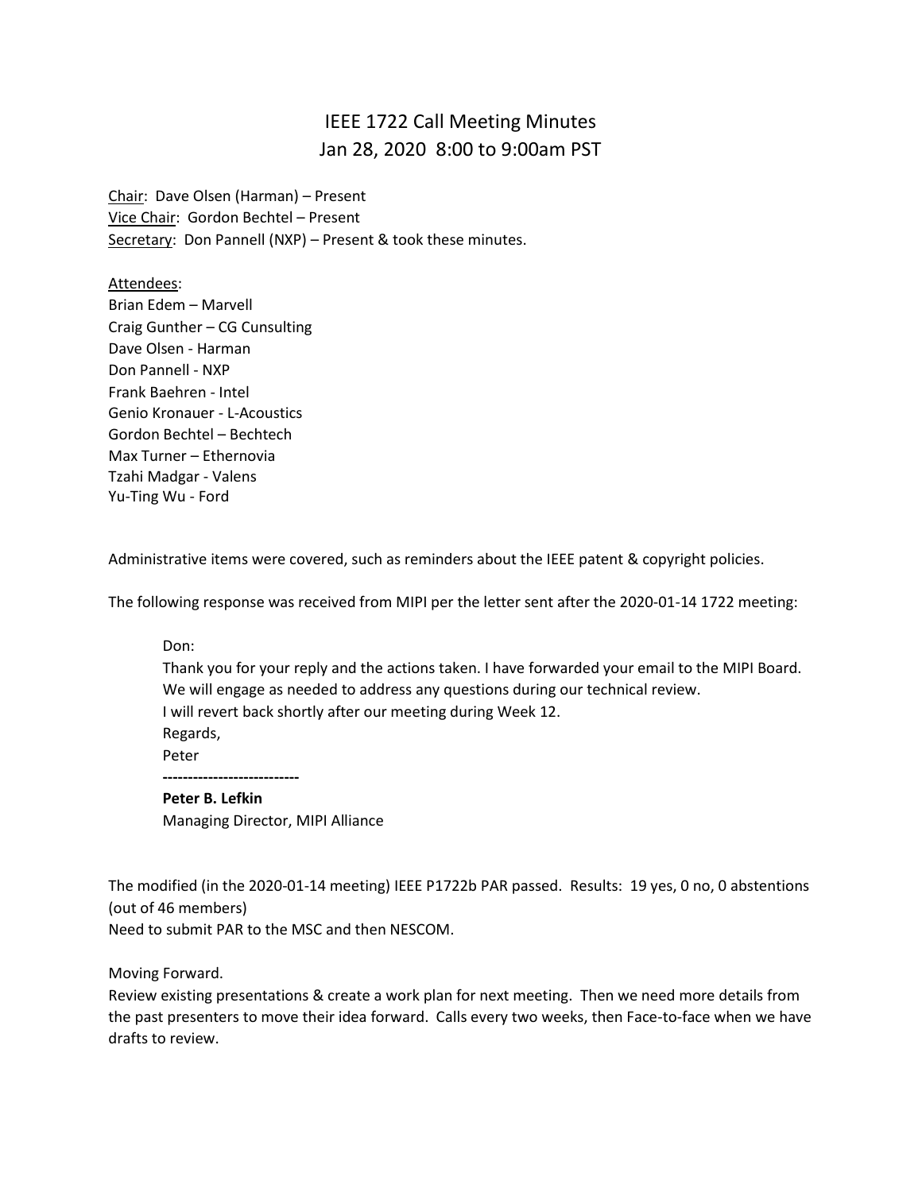# IEEE 1722 Call Meeting Minutes
## Jan 28, 2020 8:00 to 9:00am PST

Chair: Dave Olsen (Harman) – Present
Vice Chair: Gordon Bechtel – Present
Secretary: Don Pannell (NXP) – Present & took these minutes.

Attendees:
Brian Edem – Marvell
Craig Gunther – CG Cunsulting
Dave Olsen - Harman
Don Pannell - NXP
Frank Baehren - Intel
Genio Kronauer - L-Acoustics
Gordon Bechtel – Bechtech
Max Turner – Ethernovia
Tzahi Madgar - Valens
Yu-Ting Wu - Ford

Administrative items were covered, such as reminders about the IEEE patent & copyright policies.

The following response was received from MIPI per the letter sent after the 2020-01-14 1722 meeting:

> Don:
> Thank you for your reply and the actions taken. I have forwarded your email to the MIPI Board.
> We will engage as needed to address any questions during our technical review.
> I will revert back shortly after our meeting during Week 12.
> Regards,
> Peter
> ---------------------------
> **Peter B. Lefkin**
> Managing Director, MIPI Alliance

The modified (in the 2020-01-14 meeting) IEEE P1722b PAR passed. Results: 19 yes, 0 no, 0 abstentions (out of 46 members)
Need to submit PAR to the MSC and then NESCOM.

Moving Forward.
Review existing presentations & create a work plan for next meeting. Then we need more details from the past presenters to move their idea forward. Calls every two weeks, then Face-to-face when we have drafts to review.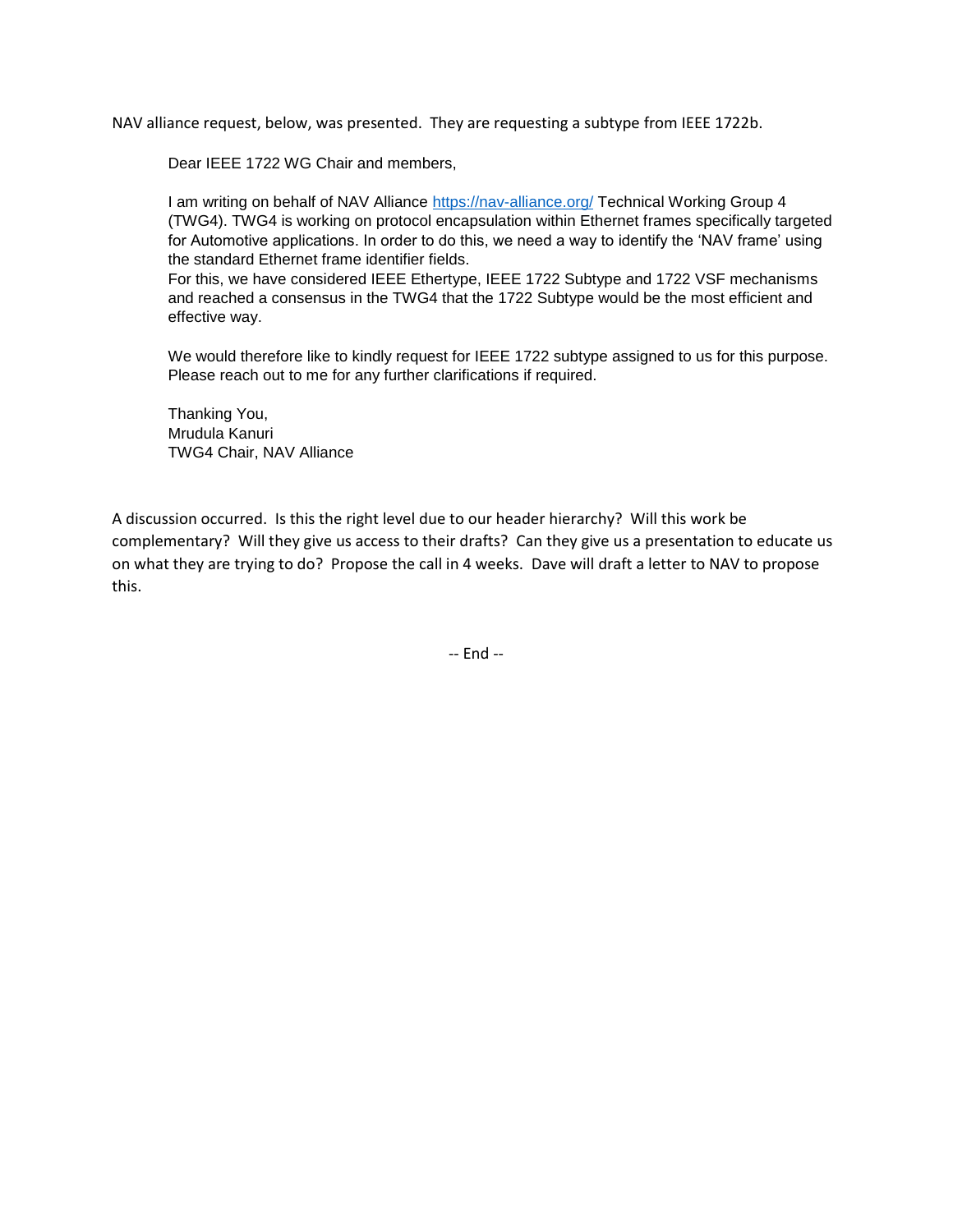NAV alliance request, below, was presented. They are requesting a subtype from IEEE 1722b.

> Dear IEEE 1722 WG Chair and members,
>
> I am writing on behalf of NAV Alliance https://nav-alliance.org/ Technical Working Group 4 (TWG4). TWG4 is working on protocol encapsulation within Ethernet frames specifically targeted for Automotive applications. In order to do this, we need a way to identify the 'NAV frame' using the standard Ethernet frame identifier fields.
> For this, we have considered IEEE Ethertype, IEEE 1722 Subtype and 1722 VSF mechanisms and reached a consensus in the TWG4 that the 1722 Subtype would be the most efficient and effective way.
>
> We would therefore like to kindly request for IEEE 1722 subtype assigned to us for this purpose. Please reach out to me for any further clarifications if required.
>
> Thanking You,
> Mrudula Kanuri
> TWG4 Chair, NAV Alliance

A discussion occurred. Is this the right level due to our header hierarchy? Will this work be complementary? Will they give us access to their drafts? Can they give us a presentation to educate us on what they are trying to do? Propose the call in 4 weeks. Dave will draft a letter to NAV to propose this.

-- End --